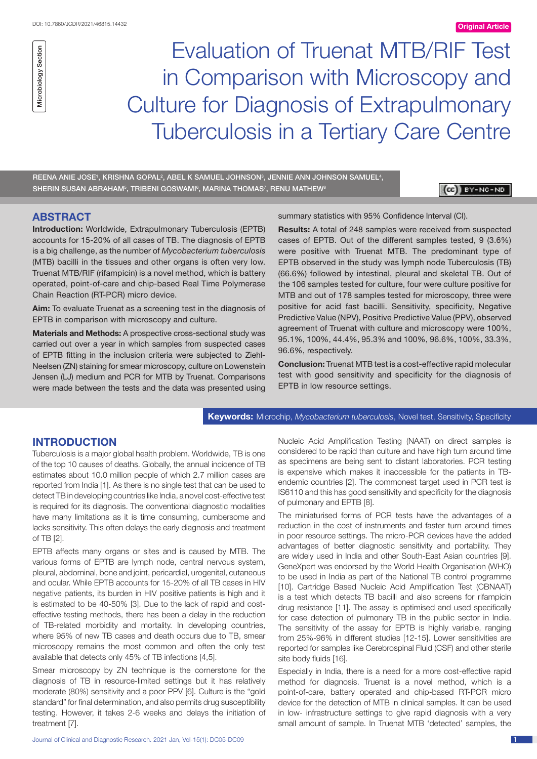DOI: 10.7860/JCDR/2021/46815.14432

Original Article

Microbiology Section

# Evaluation of Truenat MTB/RIF Test in Comparison with Microscopy and Culture for Diagnosis of Extrapulmonary Tuberculosis in a Tertiary Care Centre

REENA ANIE JOSE[1], KRISHNA GOPAL[2], ABEL K SAMUEL JOHNSON[3], JENNIE ANN JOHNSON SAMUEL[4], SHERIN SUSAN ABRAHAM[5], TRIBENI GOSWAMI[6], MARINA THOMAS[7], RENU MATHEW[8]

## ABSTRACT

**Introduction:** Worldwide, Extrapulmonary Tuberculosis (EPTB) accounts for 15-20% of all cases of TB. The diagnosis of EPTB is a big challenge, as the number of *Mycobacterium tuberculosis* (MTB) bacilli in the tissues and other organs is often very low. Truenat MTB/RIF (rifampicin) is a novel method, which is battery operated, point-of-care and chip-based Real Time Polymerase Chain Reaction (RT-PCR) micro device.

**Aim:** To evaluate Truenat as a screening test in the diagnosis of EPTB in comparison with microscopy and culture.

**Materials and Methods:** A prospective cross-sectional study was carried out over a year in which samples from suspected cases of EPTB fitting in the inclusion criteria were subjected to Ziehl-Neelsen (ZN) staining for smear microscopy, culture on Lowenstein Jensen (LJ) medium and PCR for MTB by Truenat. Comparisons were made between the tests and the data was presented using summary statistics with 95% Confidence Interval (CI).

**Results:** A total of 248 samples were received from suspected cases of EPTB. Out of the different samples tested, 9 (3.6%) were positive with Truenat MTB. The predominant type of EPTB observed in the study was lymph node Tuberculosis (TB) (66.6%) followed by intestinal, pleural and skeletal TB. Out of the 106 samples tested for culture, four were culture positive for MTB and out of 178 samples tested for microscopy, three were positive for acid fast bacilli. Sensitivity, specificity, Negative Predictive Value (NPV), Positive Predictive Value (PPV), observed agreement of Truenat with culture and microscopy were 100%, 95.1%, 100%, 44.4%, 95.3% and 100%, 96.6%, 100%, 33.3%, 96.6%, respectively.

**Conclusion:** Truenat MTB test is a cost-effective rapid molecular test with good sensitivity and specificity for the diagnosis of EPTB in low resource settings.

**Keywords:** Microchip, *Mycobacterium tuberculosis*, Novel test, Sensitivity, Specificity

## INTRODUCTION

Tuberculosis is a major global health problem. Worldwide, TB is one of the top 10 causes of deaths. Globally, the annual incidence of TB estimates about 10.0 million people of which 2.7 million cases are reported from India [1]. As there is no single test that can be used to detect TB in developing countries like India, a novel cost-effective test is required for its diagnosis. The conventional diagnostic modalities have many limitations as it is time consuming, cumbersome and lacks sensitivity. This often delays the early diagnosis and treatment of TB [2].

EPTB affects many organs or sites and is caused by MTB. The various forms of EPTB are lymph node, central nervous system, pleural, abdominal, bone and joint, pericardial, urogenital, cutaneous and ocular. While EPTB accounts for 15-20% of all TB cases in HIV negative patients, its burden in HIV positive patients is high and it is estimated to be 40-50% [3]. Due to the lack of rapid and cost-effective testing methods, there has been a delay in the reduction of TB-related morbidity and mortality. In developing countries, where 95% of new TB cases and death occurs due to TB, smear microscopy remains the most common and often the only test available that detects only 45% of TB infections [4,5].

Smear microscopy by ZN technique is the cornerstone for the diagnosis of TB in resource-limited settings but it has relatively moderate (80%) sensitivity and a poor PPV [6]. Culture is the "gold standard" for final determination, and also permits drug susceptibility testing. However, it takes 2-6 weeks and delays the initiation of treatment [7].

Nucleic Acid Amplification Testing (NAAT) on direct samples is considered to be rapid than culture and have high turn around time as specimens are being sent to distant laboratories. PCR testing is expensive which makes it inaccessible for the patients in TB-endemic countries [2]. The commonest target used in PCR test is IS6110 and this has good sensitivity and specificity for the diagnosis of pulmonary and EPTB [8].

The miniaturised forms of PCR tests have the advantages of a reduction in the cost of instruments and faster turn around times in poor resource settings. The micro-PCR devices have the added advantages of better diagnostic sensitivity and portability. They are widely used in India and other South-East Asian countries [9]. GeneXpert was endorsed by the World Health Organisation (WHO) to be used in India as part of the National TB control programme [10]. Cartridge Based Nucleic Acid Amplification Test (CBNAAT) is a test which detects TB bacilli and also screens for rifampicin drug resistance [11]. The assay is optimised and used specifically for case detection of pulmonary TB in the public sector in India. The sensitivity of the assay for EPTB is highly variable, ranging from 25%-96% in different studies [12-15]. Lower sensitivities are reported for samples like Cerebrospinal Fluid (CSF) and other sterile site body fluids [16].

Especially in India, there is a need for a more cost-effective rapid method for diagnosis. Truenat is a novel method, which is a point-of-care, battery operated and chip-based RT-PCR micro device for the detection of MTB in clinical samples. It can be used in low- infrastructure settings to give rapid diagnosis with a very small amount of sample. In Truenat MTB 'detected' samples, the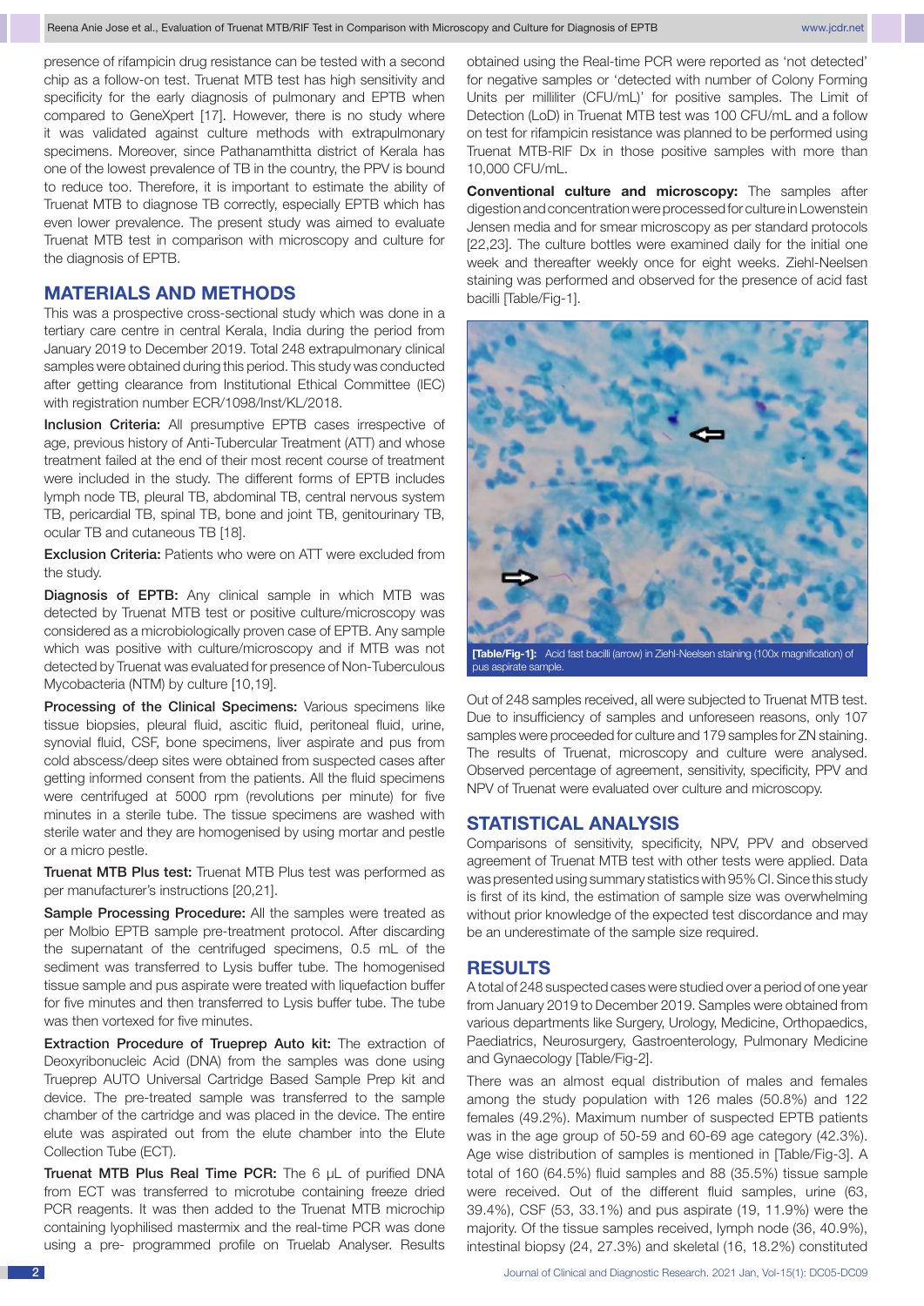presence of rifampicin drug resistance can be tested with a second chip as a follow-on test. Truenat MTB test has high sensitivity and specificity for the early diagnosis of pulmonary and EPTB when compared to GeneXpert [17]. However, there is no study where it was validated against culture methods with extrapulmonary specimens. Moreover, since Pathanamthitta district of Kerala has one of the lowest prevalence of TB in the country, the PPV is bound to reduce too. Therefore, it is important to estimate the ability of Truenat MTB to diagnose TB correctly, especially EPTB which has even lower prevalence. The present study was aimed to evaluate Truenat MTB test in comparison with microscopy and culture for the diagnosis of EPTB.

## MATERIALS AND METHODS

This was a prospective cross-sectional study which was done in a tertiary care centre in central Kerala, India during the period from January 2019 to December 2019. Total 248 extrapulmonary clinical samples were obtained during this period. This study was conducted after getting clearance from Institutional Ethical Committee (IEC) with registration number ECR/1098/Inst/KL/2018.

**Inclusion Criteria:** All presumptive EPTB cases irrespective of age, previous history of Anti-Tubercular Treatment (ATT) and whose treatment failed at the end of their most recent course of treatment were included in the study. The different forms of EPTB includes lymph node TB, pleural TB, abdominal TB, central nervous system TB, pericardial TB, spinal TB, bone and joint TB, genitourinary TB, ocular TB and cutaneous TB [18].

**Exclusion Criteria:** Patients who were on ATT were excluded from the study.

**Diagnosis of EPTB:** Any clinical sample in which MTB was detected by Truenat MTB test or positive culture/microscopy was considered as a microbiologically proven case of EPTB. Any sample which was positive with culture/microscopy and if MTB was not detected by Truenat was evaluated for presence of Non-Tuberculous Mycobacteria (NTM) by culture [10,19].

**Processing of the Clinical Specimens:** Various specimens like tissue biopsies, pleural fluid, ascitic fluid, peritoneal fluid, urine, synovial fluid, CSF, bone specimens, liver aspirate and pus from cold abscess/deep sites were obtained from suspected cases after getting informed consent from the patients. All the fluid specimens were centrifuged at 5000 rpm (revolutions per minute) for five minutes in a sterile tube. The tissue specimens are washed with sterile water and they are homogenised by using mortar and pestle or a micro pestle.

**Truenat MTB Plus test:** Truenat MTB Plus test was performed as per manufacturer's instructions [20,21].

**Sample Processing Procedure:** All the samples were treated as per Molbio EPTB sample pre-treatment protocol. After discarding the supernatant of the centrifuged specimens, 0.5 mL of the sediment was transferred to Lysis buffer tube. The homogenised tissue sample and pus aspirate were treated with liquefaction buffer for five minutes and then transferred to Lysis buffer tube. The tube was then vortexed for five minutes.

**Extraction Procedure of Trueprep Auto kit:** The extraction of Deoxyribonucleic Acid (DNA) from the samples was done using Trueprep AUTO Universal Cartridge Based Sample Prep kit and device. The pre-treated sample was transferred to the sample chamber of the cartridge and was placed in the device. The entire elute was aspirated out from the elute chamber into the Elute Collection Tube (ECT).

**Truenat MTB Plus Real Time PCR:** The 6 μL of purified DNA from ECT was transferred to microtube containing freeze dried PCR reagents. It was then added to the Truenat MTB microchip containing lyophilised mastermix and the real-time PCR was done using a pre- programmed profile on Truelab Analyser. Results obtained using the Real-time PCR were reported as 'not detected' for negative samples or 'detected with number of Colony Forming Units per milliliter (CFU/mL)' for positive samples. The Limit of Detection (LoD) in Truenat MTB test was 100 CFU/mL and a follow on test for rifampicin resistance was planned to be performed using Truenat MTB-RIF Dx in those positive samples with more than 10,000 CFU/mL.

**Conventional culture and microscopy:** The samples after digestion and concentration were processed for culture in Lowenstein Jensen media and for smear microscopy as per standard protocols [22,23]. The culture bottles were examined daily for the initial one week and thereafter weekly once for eight weeks. Ziehl-Neelsen staining was performed and observed for the presence of acid fast bacilli [Table/Fig-1].

**[Table/Fig-1]:** Acid fast bacilli (arrow) in Ziehl-Neelsen staining (100x magnification) of pus aspirate sample.

Out of 248 samples received, all were subjected to Truenat MTB test. Due to insufficiency of samples and unforeseen reasons, only 107 samples were proceeded for culture and 179 samples for ZN staining. The results of Truenat, microscopy and culture were analysed. Observed percentage of agreement, sensitivity, specificity, PPV and NPV of Truenat were evaluated over culture and microscopy.

## STATISTICAL ANALYSIS

Comparisons of sensitivity, specificity, NPV, PPV and observed agreement of Truenat MTB test with other tests were applied. Data was presented using summary statistics with 95% CI. Since this study is first of its kind, the estimation of sample size was overwhelming without prior knowledge of the expected test discordance and may be an underestimate of the sample size required.

## RESULTS

A total of 248 suspected cases were studied over a period of one year from January 2019 to December 2019. Samples were obtained from various departments like Surgery, Urology, Medicine, Orthopaedics, Paediatrics, Neurosurgery, Gastroenterology, Pulmonary Medicine and Gynaecology [Table/Fig-2].

There was an almost equal distribution of males and females among the study population with 126 males (50.8%) and 122 females (49.2%). Maximum number of suspected EPTB patients was in the age group of 50-59 and 60-69 age category (42.3%). Age wise distribution of samples is mentioned in [Table/Fig-3]. A total of 160 (64.5%) fluid samples and 88 (35.5%) tissue sample were received. Out of the different fluid samples, urine (63, 39.4%), CSF (53, 33.1%) and pus aspirate (19, 11.9%) were the majority. Of the tissue samples received, lymph node (36, 40.9%), intestinal biopsy (24, 27.3%) and skeletal (16, 18.2%) constituted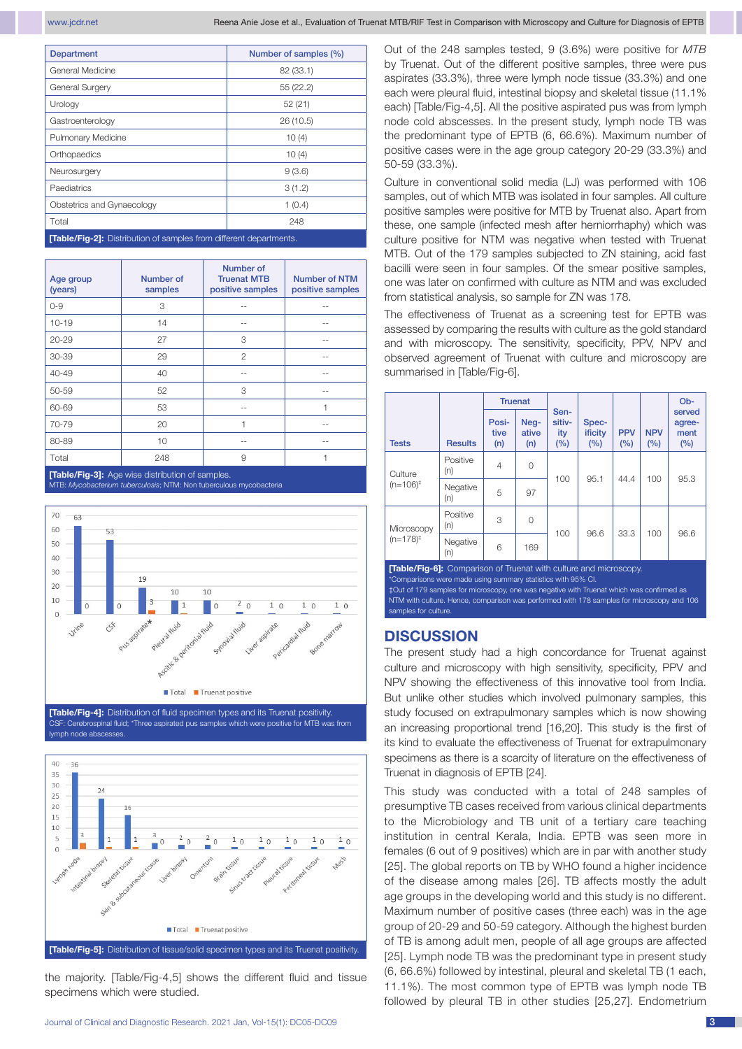| Department | Number of samples (%) |
|---|---|
| General Medicine | 82 (33.1) |
| General Surgery | 55 (22.2) |
| Urology | 52 (21) |
| Gastroenterology | 26 (10.5) |
| Pulmonary Medicine | 10 (4) |
| Orthopaedics | 10 (4) |
| Neurosurgery | 9 (3.6) |
| Paediatrics | 3 (1.2) |
| Obstetrics and Gynaecology | 1 (0.4) |
| Total | 248 |

**[Table/Fig-2]:** Distribution of samples from different departments.

| Age group (years) | Number of samples | Number of Truenat MTB positive samples | Number of NTM positive samples |
|---|---|---|---|
| 0-9 | 3 | -- | -- |
| 10-19 | 14 | -- | -- |
| 20-29 | 27 | 3 | -- |
| 30-39 | 29 | 2 | -- |
| 40-49 | 40 | -- | -- |
| 50-59 | 52 | 3 | -- |
| 60-69 | 53 | -- | 1 |
| 70-79 | 20 | 1 | -- |
| 80-89 | 10 | -- | -- |
| Total | 248 | 9 | 1 |

**[Table/Fig-3]:** Age wise distribution of samples.
MTB: *Mycobacterium tuberculosis*; NTM: Non tuberculous mycobacteria

**[Table/Fig-4]:** Distribution of fluid specimen types and its Truenat positivity.
CSF: Cerebrospinal fluid; *Three aspirated pus samples which were positive for MTB was from lymph node abscesses.

**[Table/Fig-5]:** Distribution of tissue/solid specimen types and its Truenat positivity.

the majority. [Table/Fig-4,5] shows the different fluid and tissue specimens which were studied.

Out of the 248 samples tested, 9 (3.6%) were positive for *MTB* by Truenat. Out of the different positive samples, three were pus aspirates (33.3%), three were lymph node tissue (33.3%) and one each were pleural fluid, intestinal biopsy and skeletal tissue (11.1% each) [Table/Fig-4,5]. All the positive aspirated pus was from lymph node cold abscesses. In the present study, lymph node TB was the predominant type of EPTB (6, 66.6%). Maximum number of positive cases were in the age group category 20-29 (33.3%) and 50-59 (33.3%).

Culture in conventional solid media (LJ) was performed with 106 samples, out of which MTB was isolated in four samples. All culture positive samples were positive for MTB by Truenat also. Apart from these, one sample (infected mesh after herniorrhaphy) which was culture positive for NTM was negative when tested with Truenat MTB. Out of the 179 samples subjected to ZN staining, acid fast bacilli were seen in four samples. Of the smear positive samples, one was later on confirmed with culture as NTM and was excluded from statistical analysis, so sample for ZN was 178.

The effectiveness of Truenat as a screening test for EPTB was assessed by comparing the results with culture as the gold standard and with microscopy. The sensitivity, specificity, PPV, NPV and observed agreement of Truenat with culture and microscopy are summarised in [Table/Fig-6].

| Tests | Results | Truenat | | Sensitivity (%) | Specificity (%) | PPV (%) | NPV (%) | Observed agreement (%) |
|---|---|---|---|---|---|---|---|---|
| | | Positive (n) | Negative (n) | | | | | |
| Culture (n=106)‡ | Positive (n) | 4 | 0 | 100 | 95.1 | 44.4 | 100 | 95.3 |
| | Negative (n) | 5 | 97 | | | | | |
| Microscopy (n=178)‡ | Positive (n) | 3 | 0 | 100 | 96.6 | 33.3 | 100 | 96.6 |
| | Negative (n) | 6 | 169 | | | | | |

**[Table/Fig-6]:** Comparison of Truenat with culture and microscopy.
*Comparisons were made using summary statistics with 95% CI.
‡Out of 179 samples for microscopy, one was negative with Truenat which was confirmed as NTM with culture. Hence, comparison was performed with 178 samples for microscopy and 106 samples for culture.

## DISCUSSION

The present study had a high concordance for Truenat against culture and microscopy with high sensitivity, specificity, PPV and NPV showing the effectiveness of this innovative tool from India. But unlike other studies which involved pulmonary samples, this study focused on extrapulmonary samples which is now showing an increasing proportional trend [16,20]. This study is the first of its kind to evaluate the effectiveness of Truenat for extrapulmonary specimens as there is a scarcity of literature on the effectiveness of Truenat in diagnosis of EPTB [24].

This study was conducted with a total of 248 samples of presumptive TB cases received from various clinical departments to the Microbiology and TB unit of a tertiary care teaching institution in central Kerala, India. EPTB was seen more in females (6 out of 9 positives) which are in par with another study [25]. The global reports on TB by WHO found a higher incidence of the disease among males [26]. TB affects mostly the adult age groups in the developing world and this study is no different. Maximum number of positive cases (three each) was in the age group of 20-29 and 50-59 category. Although the highest burden of TB is among adult men, people of all age groups are affected [25]. Lymph node TB was the predominant type in present study (6, 66.6%) followed by intestinal, pleural and skeletal TB (1 each, 11.1%). The most common type of EPTB was lymph node TB followed by pleural TB in other studies [25,27]. Endometrium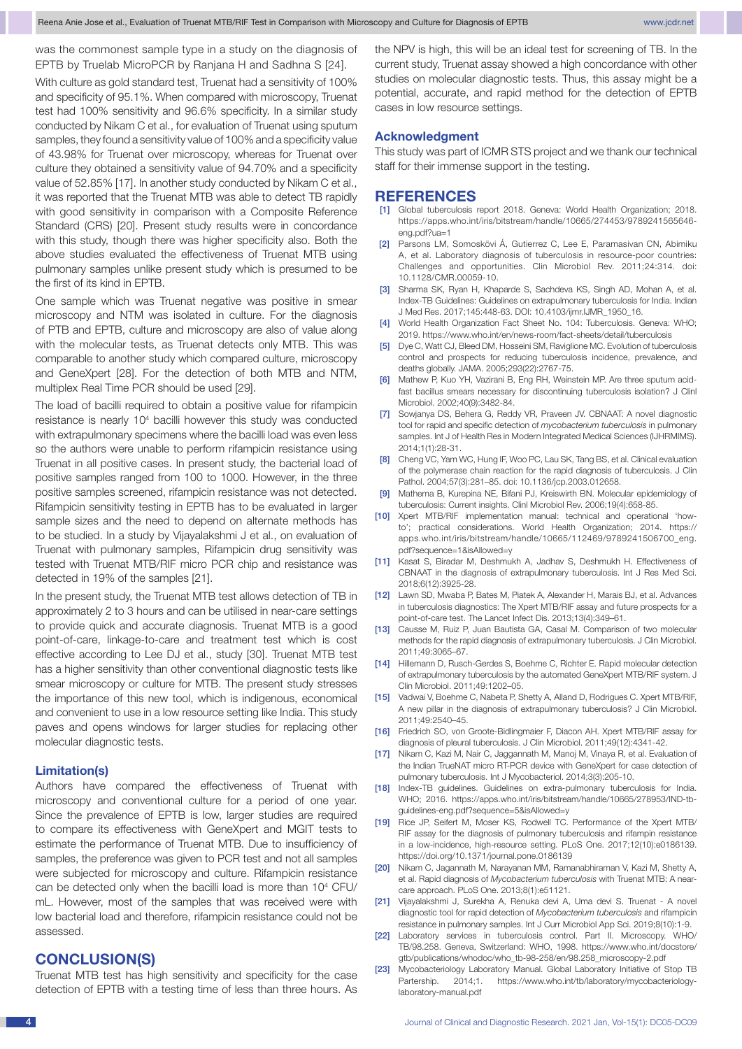was the commonest sample type in a study on the diagnosis of EPTB by Truelab MicroPCR by Ranjana H and Sadhna S [24].

With culture as gold standard test, Truenat had a sensitivity of 100% and specificity of 95.1%. When compared with microscopy, Truenat test had 100% sensitivity and 96.6% specificity. In a similar study conducted by Nikam C et al., for evaluation of Truenat using sputum samples, they found a sensitivity value of 100% and a specificity value of 43.98% for Truenat over microscopy, whereas for Truenat over culture they obtained a sensitivity value of 94.70% and a specificity value of 52.85% [17]. In another study conducted by Nikam C et al., it was reported that the Truenat MTB was able to detect TB rapidly with good sensitivity in comparison with a Composite Reference Standard (CRS) [20]. Present study results were in concordance with this study, though there was higher specificity also. Both the above studies evaluated the effectiveness of Truenat MTB using pulmonary samples unlike present study which is presumed to be the first of its kind in EPTB.

One sample which was Truenat negative was positive in smear microscopy and NTM was isolated in culture. For the diagnosis of PTB and EPTB, culture and microscopy are also of value along with the molecular tests, as Truenat detects only MTB. This was comparable to another study which compared culture, microscopy and GeneXpert [28]. For the detection of both MTB and NTM, multiplex Real Time PCR should be used [29].

The load of bacilli required to obtain a positive value for rifampicin resistance is nearly $10^4$ bacilli however this study was conducted with extrapulmonary specimens where the bacilli load was even less so the authors were unable to perform rifampicin resistance using Truenat in all positive cases. In present study, the bacterial load of positive samples ranged from 100 to 1000. However, in the three positive samples screened, rifampicin resistance was not detected. Rifampicin sensitivity testing in EPTB has to be evaluated in larger sample sizes and the need to depend on alternate methods has to be studied. In a study by Vijayalakshmi J et al., on evaluation of Truenat with pulmonary samples, Rifampicin drug sensitivity was tested with Truenat MTB/RIF micro PCR chip and resistance was detected in 19% of the samples [21].

In the present study, the Truenat MTB test allows detection of TB in approximately 2 to 3 hours and can be utilised in near-care settings to provide quick and accurate diagnosis. Truenat MTB is a good point-of-care, linkage-to-care and treatment test which is cost effective according to Lee DJ et al., study [30]. Truenat MTB test has a higher sensitivity than other conventional diagnostic tests like smear microscopy or culture for MTB. The present study stresses the importance of this new tool, which is indigenous, economical and convenient to use in a low resource setting like India. This study paves and opens windows for larger studies for replacing other molecular diagnostic tests.

### Limitation(s)

Authors have compared the effectiveness of Truenat with microscopy and conventional culture for a period of one year. Since the prevalence of EPTB is low, larger studies are required to compare its effectiveness with GeneXpert and MGIT tests to estimate the performance of Truenat MTB. Due to insufficiency of samples, the preference was given to PCR test and not all samples were subjected for microscopy and culture. Rifampicin resistance can be detected only when the bacilli load is more than $10^4$ CFU/mL. However, most of the samples that was received were with low bacterial load and therefore, rifampicin resistance could not be assessed.

## CONCLUSION(S)

Truenat MTB test has high sensitivity and specificity for the case detection of EPTB with a testing time of less than three hours. As the NPV is high, this will be an ideal test for screening of TB. In the current study, Truenat assay showed a high concordance with other studies on molecular diagnostic tests. Thus, this assay might be a potential, accurate, and rapid method for the detection of EPTB cases in low resource settings.

### Acknowledgment

This study was part of ICMR STS project and we thank our technical staff for their immense support in the testing.

## REFERENCES

[1] Global tuberculosis report 2018. Geneva: World Health Organization; 2018. https://apps.who.int/iris/bitstream/handle/10665/274453/9789241565646-eng.pdf?ua=1

[2] Parsons LM, Somoskövi Á, Gutierrez C, Lee E, Paramasivan CN, Abimiku A, et al. Laboratory diagnosis of tuberculosis in resource-poor countries: Challenges and opportunities. Clin Microbiol Rev. 2011;24:314. doi: 10.1128/CMR.00059-10.

[3] Sharma SK, Ryan H, Khaparde S, Sachdeva KS, Singh AD, Mohan A, et al. Index-TB Guidelines: Guidelines on extrapulmonary tuberculosis for India. Indian J Med Res. 2017;145:448-63. DOI: 10.4103/ijmr.IJMR_1950_16.

[4] World Health Organization Fact Sheet No. 104: Tuberculosis. Geneva: WHO; 2019. https://www.who.int/en/news-room/fact-sheets/detail/tuberculosis

[5] Dye C, Watt CJ, Bleed DM, Hosseini SM, Raviglione MC. Evolution of tuberculosis control and prospects for reducing tuberculosis incidence, prevalence, and deaths globally. JAMA. 2005;293(22):2767-75.

[6] Mathew P, Kuo YH, Vazirani B, Eng RH, Weinstein MP. Are three sputum acid-fast bacillus smears necessary for discontinuing tuberculosis isolation? J Clinl Microbiol. 2002;40(9):3482-84.

[7] Sowjanya DS, Behera G, Reddy VR, Praveen JV. CBNAAT: A novel diagnostic tool for rapid and specific detection of *mycobacterium tuberculosis* in pulmonary samples. Int J of Health Res in Modern Integrated Medical Sciences (IJHRMIMS). 2014;1(1):28-31.

[8] Cheng VC, Yam WC, Hung IF, Woo PC, Lau SK, Tang BS, et al. Clinical evaluation of the polymerase chain reaction for the rapid diagnosis of tuberculosis. J Clin Pathol. 2004;57(3):281–85. doi: 10.1136/jcp.2003.012658.

[9] Mathema B, Kurepina NE, Bifani PJ, Kreiswirth BN. Molecular epidemiology of tuberculosis: Current insights. Clinl Microbiol Rev. 2006;19(4):658-85.

[10] Xpert MTB/RIF implementation manual: technical and operational 'how-to'; practical considerations. World Health Organization; 2014. https://apps.who.int/iris/bitstream/handle/10665/112469/9789241506700_eng.pdf?sequence=1&isAllowed=y

[11] Kasat S, Biradar M, Deshmukh A, Jadhav S, Deshmukh H. Effectiveness of CBNAAT in the diagnosis of extrapulmonary tuberculosis. Int J Res Med Sci. 2018;6(12):3925-28.

[12] Lawn SD, Mwaba P, Bates M, Piatek A, Alexander H, Marais BJ, et al. Advances in tuberculosis diagnostics: The Xpert MTB/RIF assay and future prospects for a point-of-care test. The Lancet Infect Dis. 2013;13(4):349–61.

[13] Causse M, Ruiz P, Juan Bautista GA, Casal M. Comparison of two molecular methods for the rapid diagnosis of extrapulmonary tuberculosis. J Clin Microbiol. 2011;49:3065–67.

[14] Hillemann D, Rusch-Gerdes S, Boehme C, Richter E. Rapid molecular detection of extrapulmonary tuberculosis by the automated GeneXpert MTB/RIF system. J Clin Microbiol. 2011;49:1202–05.

[15] Vadwai V, Boehme C, Nabeta P, Shetty A, Alland D, Rodrigues C. Xpert MTB/RIF, A new pillar in the diagnosis of extrapulmonary tuberculosis? J Clin Microbiol. 2011;49:2540–45.

[16] Friedrich SO, von Groote-Bidlingmaier F, Diacon AH. Xpert MTB/RIF assay for diagnosis of pleural tuberculosis. J Clin Microbiol. 2011;49(12):4341-42.

[17] Nikam C, Kazi M, Nair C, Jaggannath M, Manoj M, Vinaya R, et al. Evaluation of the Indian TrueNAT micro RT-PCR device with GeneXpert for case detection of pulmonary tuberculosis. Int J Mycobacteriol. 2014;3(3):205-10.

[18] Index-TB guidelines. Guidelines on extra-pulmonary tuberculosis for India. WHO; 2016. https://apps.who.int/iris/bitstream/handle/10665/278953/IND-tb-guidelines-eng.pdf?sequence=5&isAllowed=y

[19] Rice JP, Seifert M, Moser KS, Rodwell TC. Performance of the Xpert MTB/RIF assay for the diagnosis of pulmonary tuberculosis and rifampin resistance in a low-incidence, high-resource setting. PLoS One. 2017;12(10):e0186139. https://doi.org/10.1371/journal.pone.0186139

[20] Nikam C, Jagannath M, Narayanan MM, Ramanabhiraman V, Kazi M, Shetty A, et al. Rapid diagnosis of *Mycobacterium tuberculosis* with Truenat MTB: A near-care approach. PLoS One. 2013;8(1):e51121.

[21] Vijayalakshmi J, Surekha A, Renuka devi A, Uma devi S. Truenat - A novel diagnostic tool for rapid detection of *Mycobacterium tuberculosis* and rifampicin resistance in pulmonary samples. Int J Curr Microbiol App Sci. 2019;8(10):1-9.

[22] Laboratory services in tuberculosis control. Part II. Microscopy. WHO/TB/98.258. Geneva, Switzerland: WHO, 1998. https://www.who.int/docstore/gtb/publications/whodoc/who_tb-98-258/en/98.258_microscopy-2.pdf

[23] Mycobacteriology Laboratory Manual. Global Laboratory Initiative of Stop TB Partership. 2014;1. https://www.who.int/tb/laboratory/mycobacteriology-laboratory-manual.pdf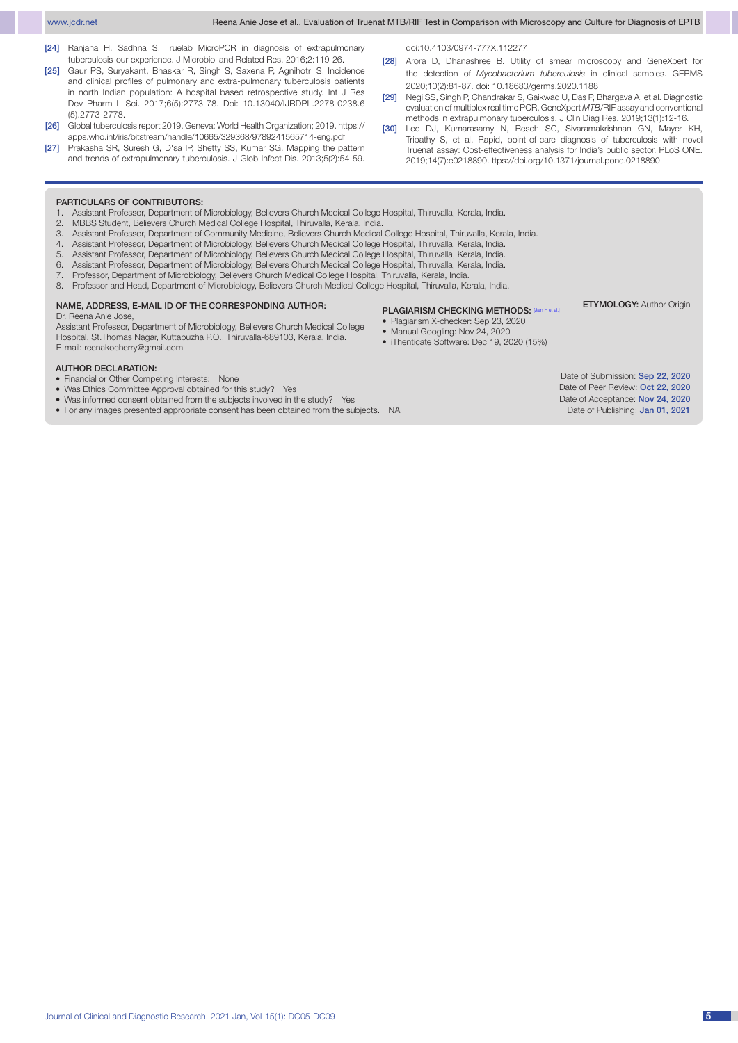[24] Ranjana H, Sadhna S. Truelab MicroPCR in diagnosis of extrapulmonary tuberculosis-our experience. J Microbiol and Related Res. 2016;2:119-26.

[25] Gaur PS, Suryakant, Bhaskar R, Singh S, Saxena P, Agnihotri S. Incidence and clinical profiles of pulmonary and extra-pulmonary tuberculosis patients in north Indian population: A hospital based retrospective study. Int J Res Dev Pharm L Sci. 2017;6(5):2773-78. Doi: 10.13040/IJRDPL.2278-0238.6 (5).2773-2778.

[26] Global tuberculosis report 2019. Geneva: World Health Organization; 2019. https://apps.who.int/iris/bitstream/handle/10665/329368/9789241565714-eng.pdf

[27] Prakasha SR, Suresh G, D'sa IP, Shetty SS, Kumar SG. Mapping the pattern and trends of extrapulmonary tuberculosis. J Glob Infect Dis. 2013;5(2):54-59. doi:10.4103/0974-777X.112277

[28] Arora D, Dhanashree B. Utility of smear microscopy and GeneXpert for the detection of *Mycobacterium tuberculosis* in clinical samples. GERMS 2020;10(2):81-87. doi: 10.18683/germs.2020.1188

[29] Negi SS, Singh P, Chandrakar S, Gaikwad U, Das P, Bhargava A, et al. Diagnostic evaluation of multiplex real time PCR, GeneXpert *MTB*/RIF assay and conventional methods in extrapulmonary tuberculosis. J Clin Diag Res. 2019;13(1):12-16.

[30] Lee DJ, Kumarasamy N, Resch SC, Sivaramakrishnan GN, Mayer KH, Tripathy S, et al. Rapid, point-of-care diagnosis of tuberculosis with novel Truenat assay: Cost-effectiveness analysis for India's public sector. PLoS ONE. 2019;14(7):e0218890. ttps://doi.org/10.1371/journal.pone.0218890

**PARTICULARS OF CONTRIBUTORS:**

1. Assistant Professor, Department of Microbiology, Believers Church Medical College Hospital, Thiruvalla, Kerala, India.
2. MBBS Student, Believers Church Medical College Hospital, Thiruvalla, Kerala, India.
3. Assistant Professor, Department of Community Medicine, Believers Church Medical College Hospital, Thiruvalla, Kerala, India.
4. Assistant Professor, Department of Microbiology, Believers Church Medical College Hospital, Thiruvalla, Kerala, India.
5. Assistant Professor, Department of Microbiology, Believers Church Medical College Hospital, Thiruvalla, Kerala, India.
6. Assistant Professor, Department of Microbiology, Believers Church Medical College Hospital, Thiruvalla, Kerala, India.
7. Professor, Department of Microbiology, Believers Church Medical College Hospital, Thiruvalla, Kerala, India.
8. Professor and Head, Department of Microbiology, Believers Church Medical College Hospital, Thiruvalla, Kerala, India.

**NAME, ADDRESS, E-MAIL ID OF THE CORRESPONDING AUTHOR:**

Dr. Reena Anie Jose,
Assistant Professor, Department of Microbiology, Believers Church Medical College Hospital, St.Thomas Nagar, Kuttapuzha P.O., Thiruvalla-689103, Kerala, India.
E-mail: reenakocherry@gmail.com

**AUTHOR DECLARATION:**

- Financial or Other Competing Interests: None
- Was Ethics Committee Approval obtained for this study? Yes
- Was informed consent obtained from the subjects involved in the study? Yes
- For any images presented appropriate consent has been obtained from the subjects. NA

**PLAGIARISM CHECKING METHODS:** [Jain H et al.]

- Plagiarism X-checker: Sep 23, 2020
- Manual Googling: Nov 24, 2020
- iThenticate Software: Dec 19, 2020 (15%)

**ETYMOLOGY:** Author Origin

Date of Submission: Sep 22, 2020
Date of Peer Review: Oct 22, 2020
Date of Acceptance: Nov 24, 2020
Date of Publishing: Jan 01, 2021